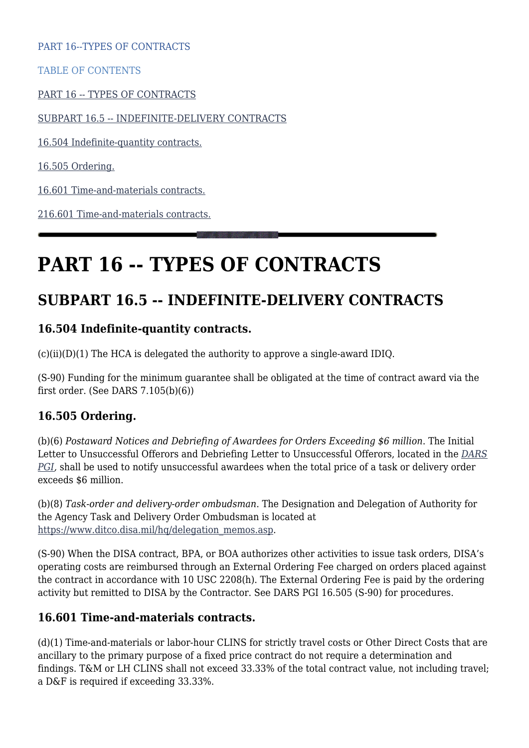PART 16--TYPES OF CONTRACTS

TABLE OF CONTENTS

PART 16 -- TYPES OF CONTRACTS

SUBPART 16.5 -- INDEFINITE-DELIVERY CONTRACTS

16.504 Indefinite-quantity contracts.

16.505 Ordering.

16.601 Time-and-materials contracts.

216.601 Time-and-materials contracts.

---

# PART 16 -- TYPES OF CONTRACTS

## SUBPART 16.5 -- INDEFINITE-DELIVERY CONTRACTS

### 16.504 Indefinite-quantity contracts.

(c)(ii)(D)(1) The HCA is delegated the authority to approve a single-award IDIQ.

(S-90) Funding for the minimum guarantee shall be obligated at the time of contract award via the first order. (See DARS 7.105(b)(6))

### 16.505 Ordering.

(b)(6) *Postaward Notices and Debriefing of Awardees for Orders Exceeding $6 million*. The Initial Letter to Unsuccessful Offerors and Debriefing Letter to Unsuccessful Offerors, located in the *DARS PGI*, shall be used to notify unsuccessful awardees when the total price of a task or delivery order exceeds $6 million.

(b)(8) *Task-order and delivery-order ombudsman*. The Designation and Delegation of Authority for the Agency Task and Delivery Order Ombudsman is located at https://www.ditco.disa.mil/hq/delegation_memos.asp.

(S-90) When the DISA contract, BPA, or BOA authorizes other activities to issue task orders, DISA's operating costs are reimbursed through an External Ordering Fee charged on orders placed against the contract in accordance with 10 USC 2208(h). The External Ordering Fee is paid by the ordering activity but remitted to DISA by the Contractor. See DARS PGI 16.505 (S-90) for procedures.

### 16.601 Time-and-materials contracts.

(d)(1) Time-and-materials or labor-hour CLINS for strictly travel costs or Other Direct Costs that are ancillary to the primary purpose of a fixed price contract do not require a determination and findings. T&M or LH CLINS shall not exceed 33.33% of the total contract value, not including travel; a D&F is required if exceeding 33.33%.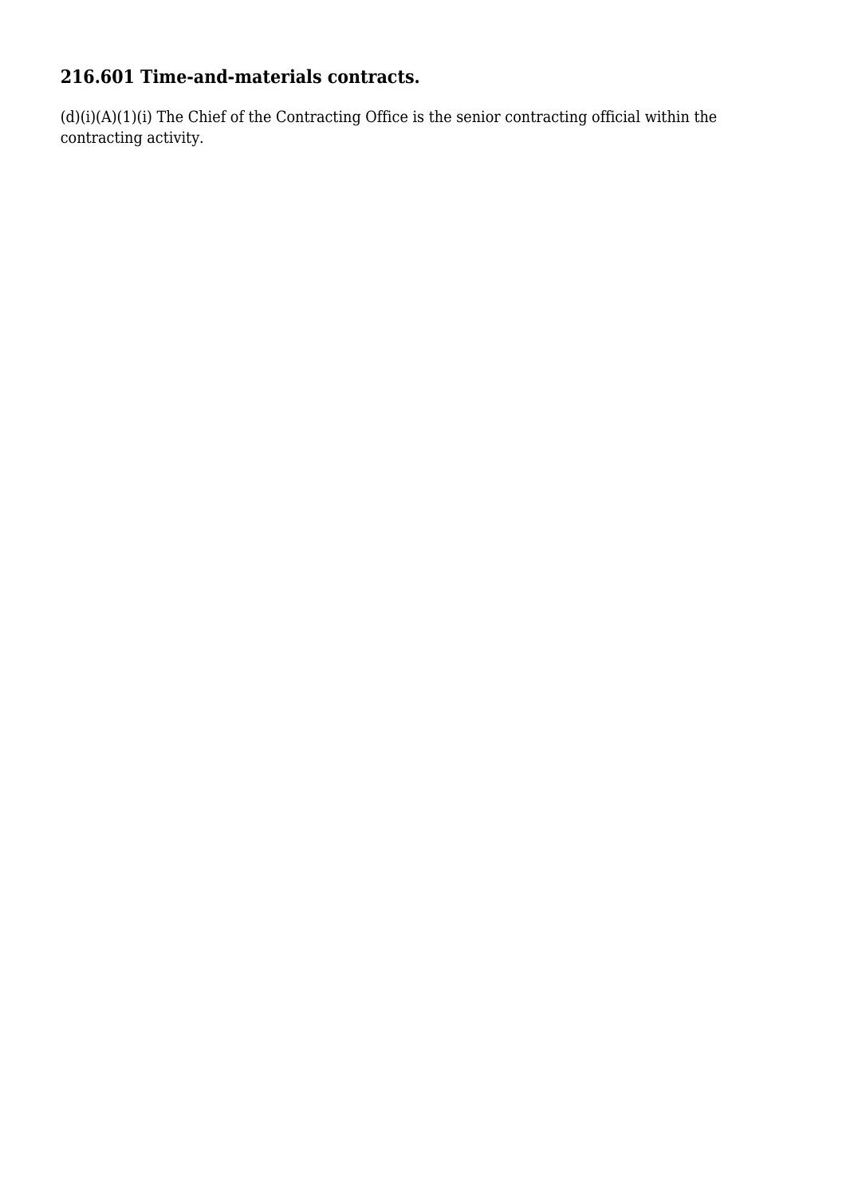## 216.601 Time-and-materials contracts.

(d)(i)(A)(1)(i) The Chief of the Contracting Office is the senior contracting official within the contracting activity.